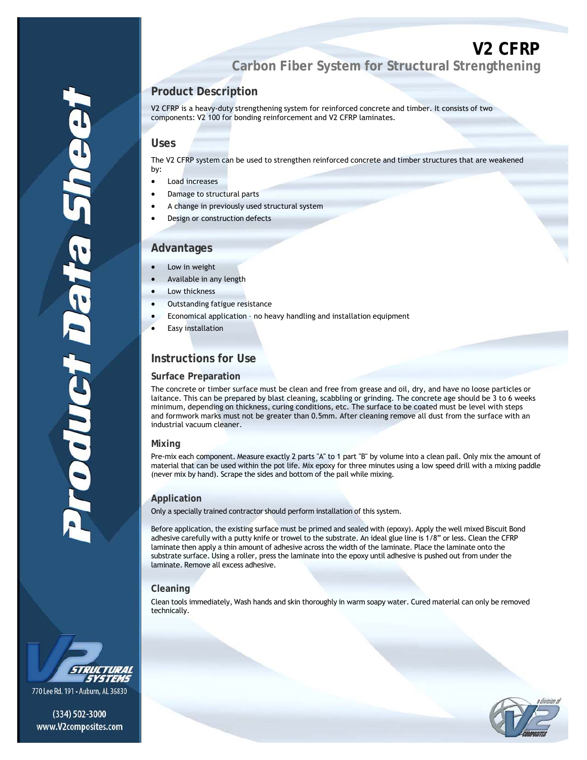# V2 CFRP

## Carbon Fiber System for Structural Strengthening

### Product Description

V2 CFRP is a heavy-duty strengthening system for reinforced concrete and timber. It consists of two components: V2 100 for bonding reinforcement and V2 CFRP laminates.

### Uses

The V2 CFRP system can be used to strengthen reinforced concrete and timber structures that are weakened by:

- Load increases
- Damage to structural parts
- A change in previously used structural system
- Design or construction defects

### Advantages

- Low in weight
- Available in any length
- Low thickness
- Outstanding fatigue resistance
- Economical application – no heavy handling and installation equipment
- Easy installation

### Instructions for Use

#### Surface Preparation

The concrete or timber surface must be clean and free from grease and oil, dry, and have no loose particles or laitance. This can be prepared by blast cleaning, scabbling or grinding. The concrete age should be 3 to 6 weeks minimum, depending on thickness, curing conditions, etc. The surface to be coated must be level with steps and formwork marks must not be greater than 0.5mm. After cleaning remove all dust from the surface with an industrial vacuum cleaner.

#### Mixing

Pre-mix each component. Measure exactly 2 parts "A" to 1 part "B" by volume into a clean pail. Only mix the amount of material that can be used within the pot life. Mix epoxy for three minutes using a low speed drill with a mixing paddle (never mix by hand). Scrape the sides and bottom of the pail while mixing.

#### Application

Only a specially trained contractor should perform installation of this system.

Before application, the existing surface must be primed and sealed with (epoxy). Apply the well mixed Biscuit Bond adhesive carefully with a putty knife or trowel to the substrate. An ideal glue line is 1/8" or less. Clean the CFRP laminate then apply a thin amount of adhesive across the width of the laminate. Place the laminate onto the substrate surface. Using a roller, press the laminate into the epoxy until adhesive is pushed out from under the laminate. Remove all excess adhesive.

#### Cleaning

Clean tools immediately, Wash hands and skin thoroughly in warm soapy water. Cured material can only be removed technically.

Product Data Sheet

V2 Structural Systems

770 Lee Rd. 191 - Auburn, AL 36830

(334) 502-3000

www.V2composites.com

a division of V2 Composites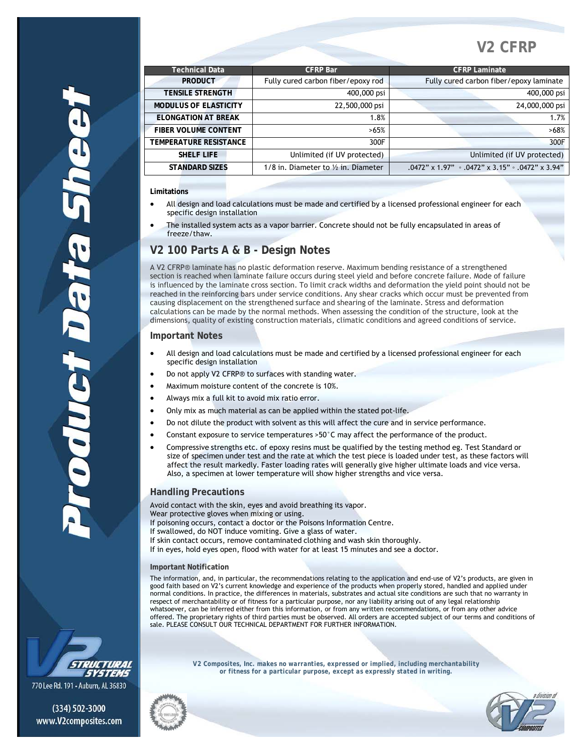# V2 CFRP

| Technical Data | CFRP Bar | CFRP Laminate |
| --- | --- | --- |
| PRODUCT | Fully cured carbon fiber/epoxy rod | Fully cured carbon fiber/epoxy laminate |
| TENSILE STRENGTH | 400,000 psi | 400,000 psi |
| MODULUS OF ELASTICITY | 22,500,000 psi | 24,000,000 psi |
| ELONGATION AT BREAK | 1.8% | 1.7% |
| FIBER VOLUME CONTENT | >65% | >68% |
| TEMPERATURE RESISTANCE | 300F | 300F |
| SHELF LIFE | Unlimited (if UV protected) | Unlimited (if UV protected) |
| STANDARD SIZES | 1/8 in. Diameter to ½ in. Diameter | .0472" x 1.97" ◦ .0472" x 3.15" ◦ .0472" x 3.94" |

**Limitations**

- All design and load calculations must be made and certified by a licensed professional engineer for each specific design installation
- The installed system acts as a vapor barrier. Concrete should not be fully encapsulated in areas of freeze/thaw.

## V2 100 Parts A & B - Design Notes

A V2 CFRP® laminate has no plastic deformation reserve. Maximum bending resistance of a strengthened section is reached when laminate failure occurs during steel yield and before concrete failure. Mode of failure is influenced by the laminate cross section. To limit crack widths and deformation the yield point should not be reached in the reinforcing bars under service conditions. Any shear cracks which occur must be prevented from causing displacement on the strengthened surface and shearing of the laminate. Stress and deformation calculations can be made by the normal methods. When assessing the condition of the structure, look at the dimensions, quality of existing construction materials, climatic conditions and agreed conditions of service.

### Important Notes

- All design and load calculations must be made and certified by a licensed professional engineer for each specific design installation
- Do not apply V2 CFRP® to surfaces with standing water.
- Maximum moisture content of the concrete is 10%.
- Always mix a full kit to avoid mix ratio error.
- Only mix as much material as can be applied within the stated pot-life.
- Do not dilute the product with solvent as this will affect the cure and in service performance.
- Constant exposure to service temperatures >50˚C may affect the performance of the product.
- Compressive strengths etc. of epoxy resins must be qualified by the testing method eg. Test Standard or size of specimen under test and the rate at which the test piece is loaded under test, as these factors will affect the result markedly. Faster loading rates will generally give higher ultimate loads and vice versa. Also, a specimen at lower temperature will show higher strengths and vice versa.

### Handling Precautions

Avoid contact with the skin, eyes and avoid breathing its vapor.
Wear protective gloves when mixing or using.
If poisoning occurs, contact a doctor or the Poisons Information Centre.
If swallowed, do NOT induce vomiting. Give a glass of water.
If skin contact occurs, remove contaminated clothing and wash skin thoroughly.
If in eyes, hold eyes open, flood with water for at least 15 minutes and see a doctor.

**Important Notification**

The information, and, in particular, the recommendations relating to the application and end-use of V2's products, are given in good faith based on V2's current knowledge and experience of the products when properly stored, handled and applied under normal conditions. In practice, the differences in materials, substrates and actual site conditions are such that no warranty in respect of merchantability or of fitness for a particular purpose, nor any liability arising out of any legal relationship whatsoever, can be inferred either from this information, or from any written recommendations, or from any other advice offered. The proprietary rights of third parties must be observed. All orders are accepted subject of our terms and conditions of sale. PLEASE CONSULT OUR TECHNICAL DEPARTMENT FOR FURTHER INFORMATION.

*V2 Composites, Inc. makes no warranties, expressed or implied, including merchantability or fitness for a particular purpose, except as expressly stated in writing.*

Product Data Sheet

V2 Structural Systems

770 Lee Rd. 191 - Auburn, AL 36830

(334) 502-3000

www.V2composites.com

a division of V2 Composites